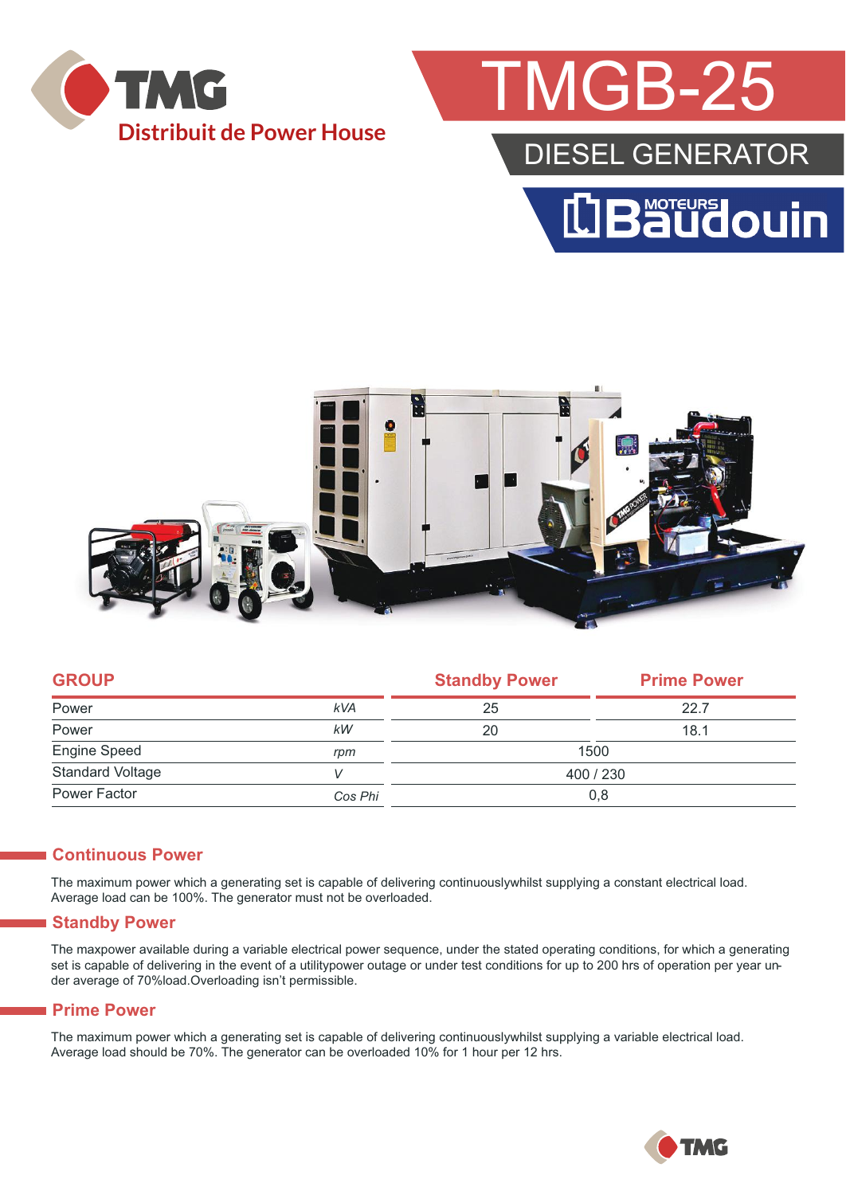TMG

Distribuit de Power House

# TMGB-25

## DIESEL GENERATOR

MOTEURS Baudouin

| GROUP | | Standby Power | Prime Power |
|---|---|---|---|
| Power | *kVA* | 25 | 22.7 |
| Power | *kW* | 20 | 18.1 |
| Engine Speed | *rpm* | 1500 | |
| Standard Voltage | *V* | 400 / 230 | |
| Power Factor | *Cos Phi* | 0,8 | |

## Continuous Power

The maximum power which a generating set is capable of delivering continuouslywhilst supplying a constant electrical load. Average load can be 100%. The generator must not be overloaded.

## Standby Power

The maxpower available during a variable electrical power sequence, under the stated operating conditions, for which a generating set is capable of delivering in the event of a utilitypower outage or under test conditions for up to 200 hrs of operation per year under average of 70%load.Overloading isn't permissible.

## Prime Power

The maximum power which a generating set is capable of delivering continuouslywhilst supplying a variable electrical load. Average load should be 70%. The generator can be overloaded 10% for 1 hour per 12 hrs.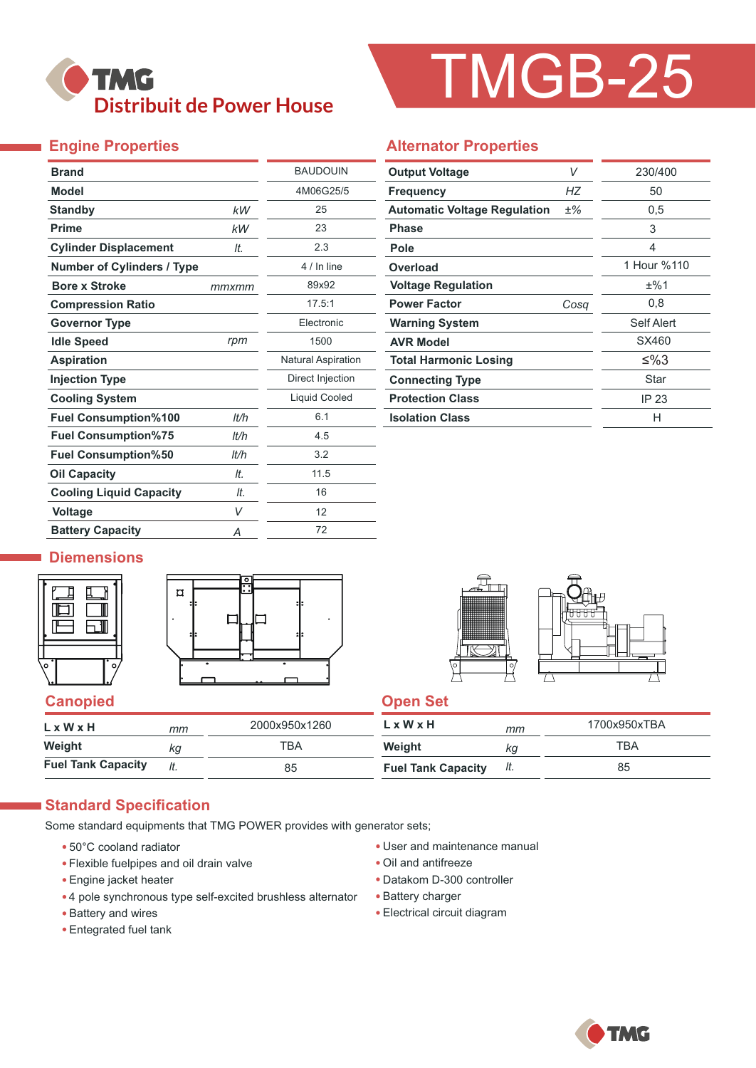# TMG Distribuit de Power House

# TMGB-25

## Engine Properties

| Property | Unit | Value |
|---|---|---|
| Brand | | BAUDOUIN |
| Model | | 4M06G25/5 |
| Standby | kW | 25 |
| Prime | kW | 23 |
| Cylinder Displacement | lt. | 2.3 |
| Number of Cylinders / Type | | 4 / In line |
| Bore x Stroke | mmxmm | 89x92 |
| Compression Ratio | | 17.5:1 |
| Governor Type | | Electronic |
| Idle Speed | rpm | 1500 |
| Aspiration | | Natural Aspiration |
| Injection Type | | Direct Injection |
| Cooling System | | Liquid Cooled |
| Fuel Consumption%100 | lt/h | 6.1 |
| Fuel Consumption%75 | lt/h | 4.5 |
| Fuel Consumption%50 | lt/h | 3.2 |
| Oil Capacity | lt. | 11.5 |
| Cooling Liquid Capacity | lt. | 16 |
| Voltage | V | 12 |
| Battery Capacity | A | 72 |

## Alternator Properties

| Property | Unit | Value |
|---|---|---|
| Output Voltage | V | 230/400 |
| Frequency | HZ | 50 |
| Automatic Voltage Regulation | ±% | 0,5 |
| Phase | | 3 |
| Pole | | 4 |
| Overload | | 1 Hour %110 |
| Voltage Regulation | | ±%1 |
| Power Factor | Cosq | 0,8 |
| Warning System | | Self Alert |
| AVR Model | | SX460 |
| Total Harmonic Losing | | ≤%3 |
| Connecting Type | | Star |
| Protection Class | | IP 23 |
| Isolation Class | | H |

## Diemensions

### Canopied

| | Unit | Value |
|---|---|---|
| L x W x H | mm | 2000x950x1260 |
| Weight | kg | TBA |
| Fuel Tank Capacity | lt. | 85 |

### Open Set

| | Unit | Value |
|---|---|---|
| L x W x H | mm | 1700x950xTBA |
| Weight | kg | TBA |
| Fuel Tank Capacity | lt. | 85 |

## Standard Specification

Some standard equipments that TMG POWER provides with generator sets;

- 50°C cooland radiator
- Flexible fuelpipes and oil drain valve
- Engine jacket heater
- 4 pole synchronous type self-excited brushless alternator
- Battery and wires
- Entegrated fuel tank
- User and maintenance manual
- Oil and antifreeze
- Datakom D-300 controller
- Battery charger
- Electrical circuit diagram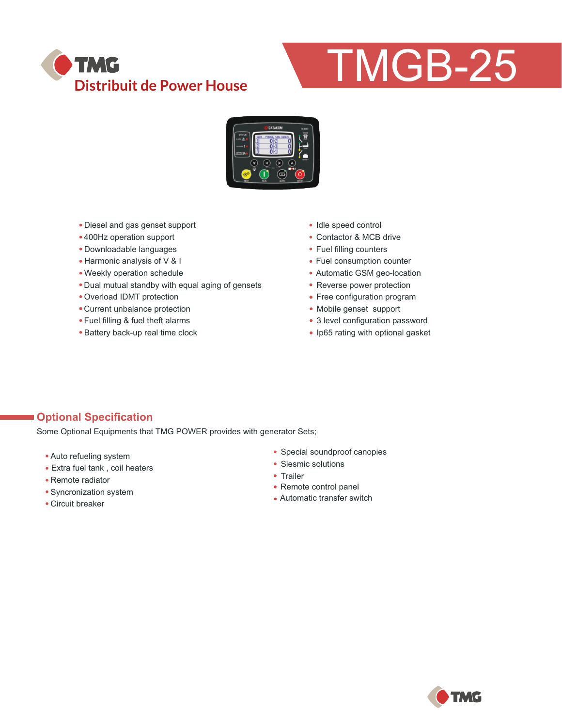TMG
Distribuit de Power House

# TMGB-25

- Diesel and gas genset support
- 400Hz operation support
- Downloadable languages
- Harmonic analysis of V & I
- Weekly operation schedule
- Dual mutual standby with equal aging of gensets
- Overload IDMT protection
- Current unbalance protection
- Fuel filling & fuel theft alarms
- Battery back-up real time clock
- Idle speed control
- Contactor & MCB drive
- Fuel filling counters
- Fuel consumption counter
- Automatic GSM geo-location
- Reverse power protection
- Free configuration program
- Mobile genset support
- 3 level configuration password
- Ip65 rating with optional gasket

## Optional Specification

Some Optional Equipments that TMG POWER provides with generator Sets;

- Auto refueling system
- Extra fuel tank , coil heaters
- Remote radiator
- Syncronization system
- Circuit breaker
- Special soundproof canopies
- Siesmic solutions
- Trailer
- Remote control panel
- Automatic transfer switch